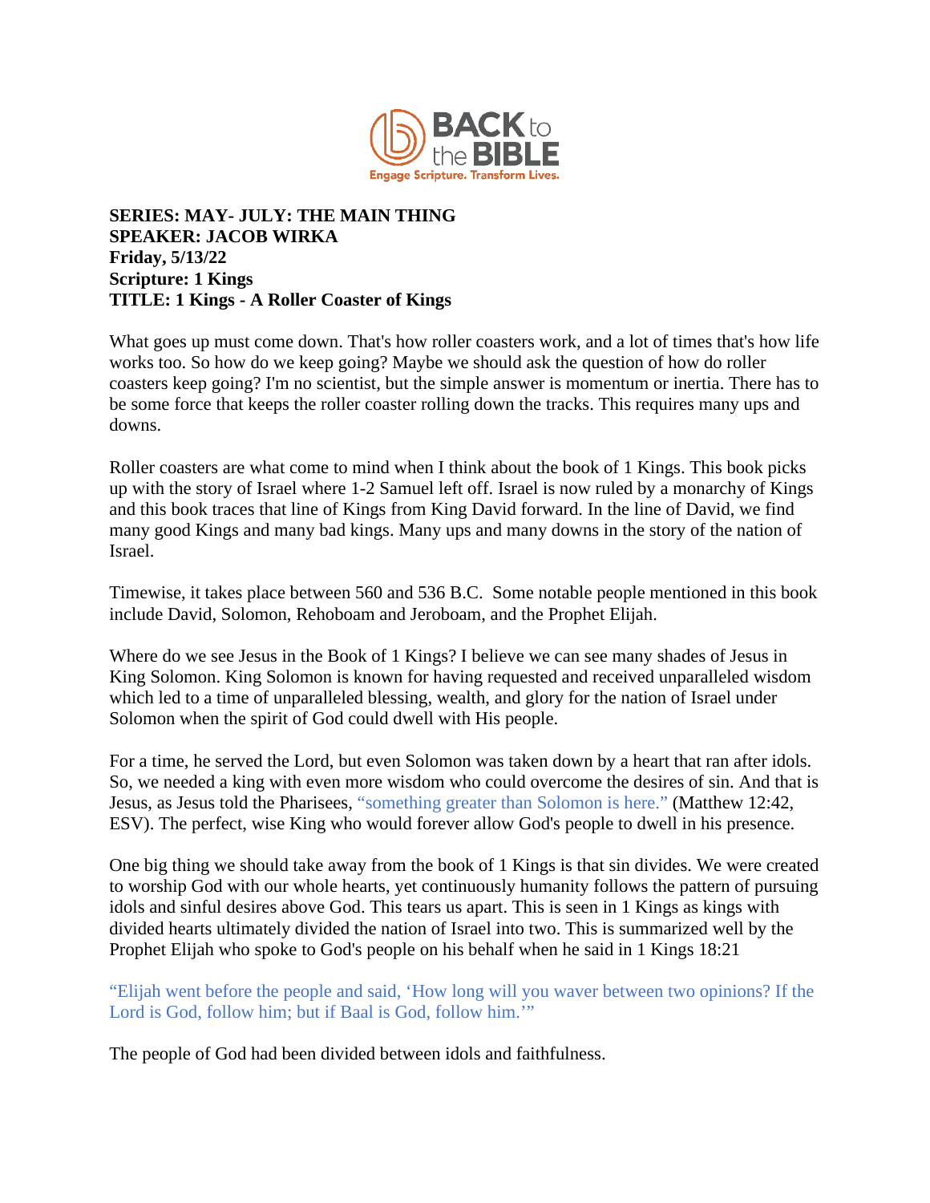**SERIES: MAY- JULY: THE MAIN THING**
**SPEAKER: JACOB WIRKA**
**Friday, 5/13/22**
**Scripture: 1 Kings**
**TITLE: 1 Kings - A Roller Coaster of Kings**

What goes up must come down. That's how roller coasters work, and a lot of times that's how life works too. So how do we keep going? Maybe we should ask the question of how do roller coasters keep going? I'm no scientist, but the simple answer is momentum or inertia. There has to be some force that keeps the roller coaster rolling down the tracks. This requires many ups and downs.

Roller coasters are what come to mind when I think about the book of 1 Kings. This book picks up with the story of Israel where 1-2 Samuel left off. Israel is now ruled by a monarchy of Kings and this book traces that line of Kings from King David forward. In the line of David, we find many good Kings and many bad kings. Many ups and many downs in the story of the nation of Israel.

Timewise, it takes place between 560 and 536 B.C. Some notable people mentioned in this book include David, Solomon, Rehoboam and Jeroboam, and the Prophet Elijah.

Where do we see Jesus in the Book of 1 Kings? I believe we can see many shades of Jesus in King Solomon. King Solomon is known for having requested and received unparalleled wisdom which led to a time of unparalleled blessing, wealth, and glory for the nation of Israel under Solomon when the spirit of God could dwell with His people.

For a time, he served the Lord, but even Solomon was taken down by a heart that ran after idols. So, we needed a king with even more wisdom who could overcome the desires of sin. And that is Jesus, as Jesus told the Pharisees, "something greater than Solomon is here." (Matthew 12:42, ESV). The perfect, wise King who would forever allow God's people to dwell in his presence.

One big thing we should take away from the book of 1 Kings is that sin divides. We were created to worship God with our whole hearts, yet continuously humanity follows the pattern of pursuing idols and sinful desires above God. This tears us apart. This is seen in 1 Kings as kings with divided hearts ultimately divided the nation of Israel into two. This is summarized well by the Prophet Elijah who spoke to God's people on his behalf when he said in 1 Kings 18:21

"Elijah went before the people and said, 'How long will you waver between two opinions? If the Lord is God, follow him; but if Baal is God, follow him.'"

The people of God had been divided between idols and faithfulness.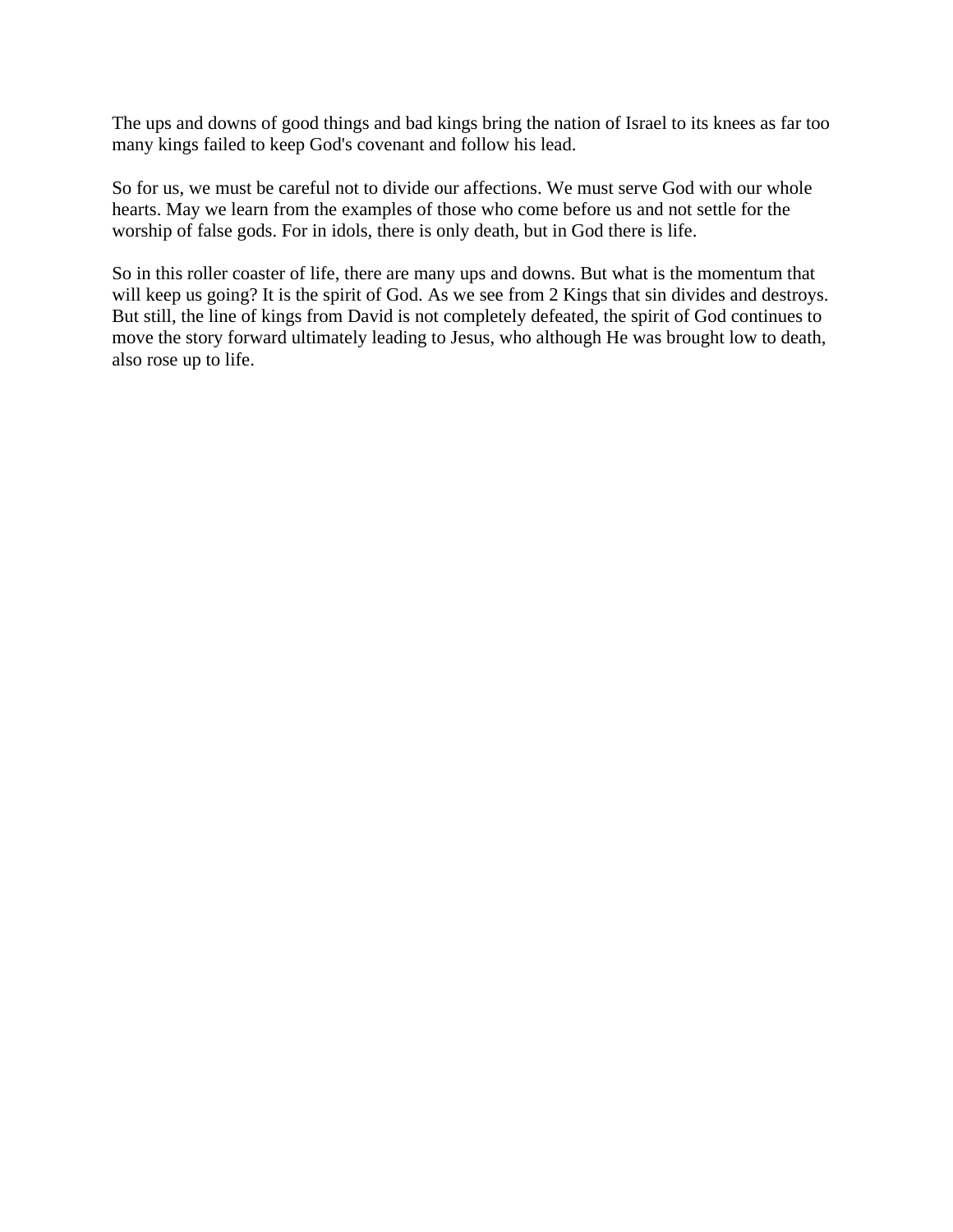The ups and downs of good things and bad kings bring the nation of Israel to its knees as far too many kings failed to keep God's covenant and follow his lead.

So for us, we must be careful not to divide our affections. We must serve God with our whole hearts. May we learn from the examples of those who come before us and not settle for the worship of false gods. For in idols, there is only death, but in God there is life.

So in this roller coaster of life, there are many ups and downs. But what is the momentum that will keep us going? It is the spirit of God. As we see from 2 Kings that sin divides and destroys. But still, the line of kings from David is not completely defeated, the spirit of God continues to move the story forward ultimately leading to Jesus, who although He was brought low to death, also rose up to life.